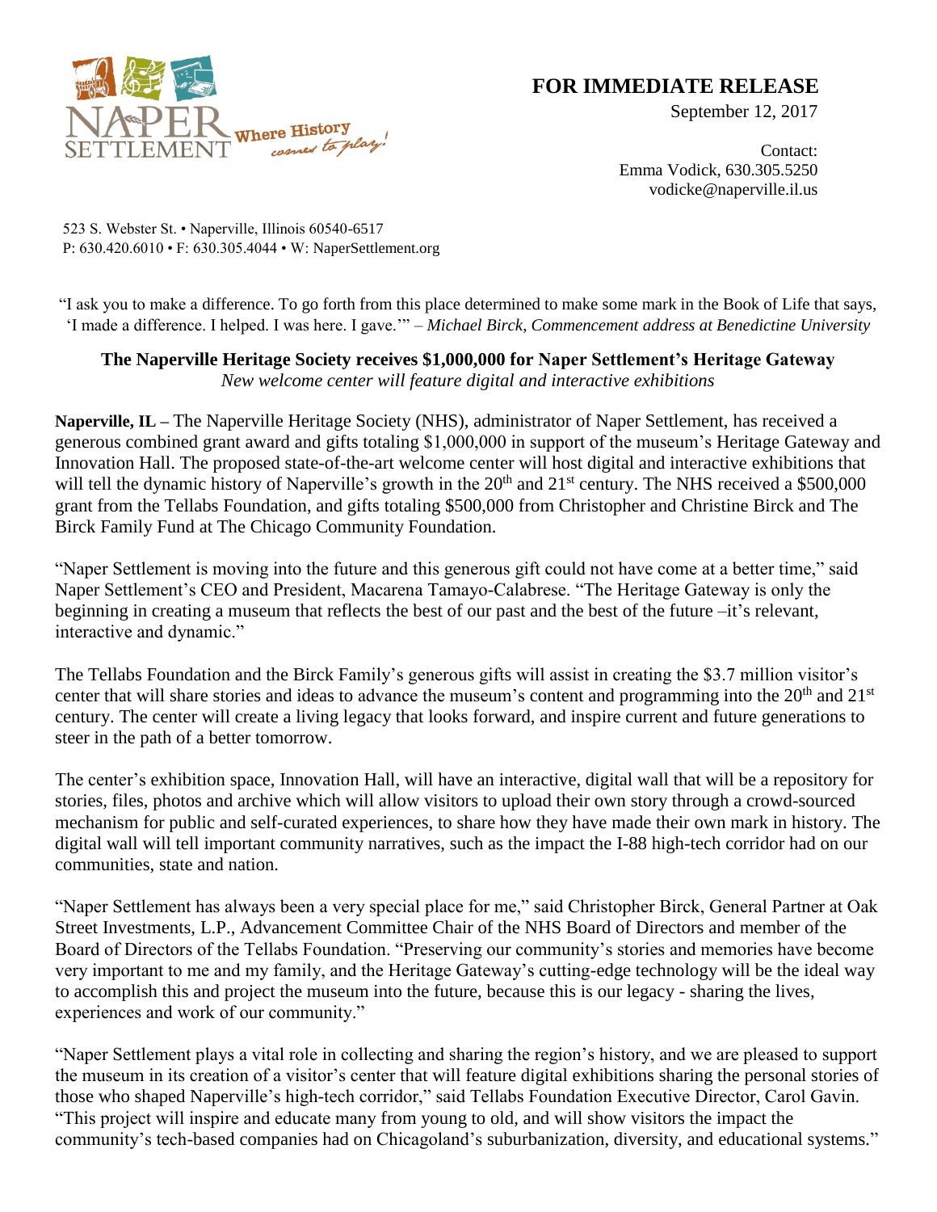NAPER SETTLEMENT Where History comes to play!

523 S. Webster St. • Naperville, Illinois 60540-6517
P: 630.420.6010 • F: 630.305.4044 • W: NaperSettlement.org

**FOR IMMEDIATE RELEASE**
September 12, 2017

Contact:
Emma Vodick, 630.305.5250
vodicke@naperville.il.us

"I ask you to make a difference. To go forth from this place determined to make some mark in the Book of Life that says, 'I made a difference. I helped. I was here. I gave.'" – *Michael Birck, Commencement address at Benedictine University*

## The Naperville Heritage Society receives $1,000,000 for Naper Settlement's Heritage Gateway

*New welcome center will feature digital and interactive exhibitions*

**Naperville, IL –** The Naperville Heritage Society (NHS), administrator of Naper Settlement, has received a generous combined grant award and gifts totaling $1,000,000 in support of the museum's Heritage Gateway and Innovation Hall. The proposed state-of-the-art welcome center will host digital and interactive exhibitions that will tell the dynamic history of Naperville's growth in the 20th and 21st century. The NHS received a $500,000 grant from the Tellabs Foundation, and gifts totaling $500,000 from Christopher and Christine Birck and The Birck Family Fund at The Chicago Community Foundation.

"Naper Settlement is moving into the future and this generous gift could not have come at a better time," said Naper Settlement's CEO and President, Macarena Tamayo-Calabrese. "The Heritage Gateway is only the beginning in creating a museum that reflects the best of our past and the best of the future –it's relevant, interactive and dynamic."

The Tellabs Foundation and the Birck Family's generous gifts will assist in creating the $3.7 million visitor's center that will share stories and ideas to advance the museum's content and programming into the 20th and 21st century. The center will create a living legacy that looks forward, and inspire current and future generations to steer in the path of a better tomorrow.

The center's exhibition space, Innovation Hall, will have an interactive, digital wall that will be a repository for stories, files, photos and archive which will allow visitors to upload their own story through a crowd-sourced mechanism for public and self-curated experiences, to share how they have made their own mark in history. The digital wall will tell important community narratives, such as the impact the I-88 high-tech corridor had on our communities, state and nation.

"Naper Settlement has always been a very special place for me," said Christopher Birck, General Partner at Oak Street Investments, L.P., Advancement Committee Chair of the NHS Board of Directors and member of the Board of Directors of the Tellabs Foundation. "Preserving our community's stories and memories have become very important to me and my family, and the Heritage Gateway's cutting-edge technology will be the ideal way to accomplish this and project the museum into the future, because this is our legacy - sharing the lives, experiences and work of our community."

"Naper Settlement plays a vital role in collecting and sharing the region's history, and we are pleased to support the museum in its creation of a visitor's center that will feature digital exhibitions sharing the personal stories of those who shaped Naperville's high-tech corridor," said Tellabs Foundation Executive Director, Carol Gavin. "This project will inspire and educate many from young to old, and will show visitors the impact the community's tech-based companies had on Chicagoland's suburbanization, diversity, and educational systems."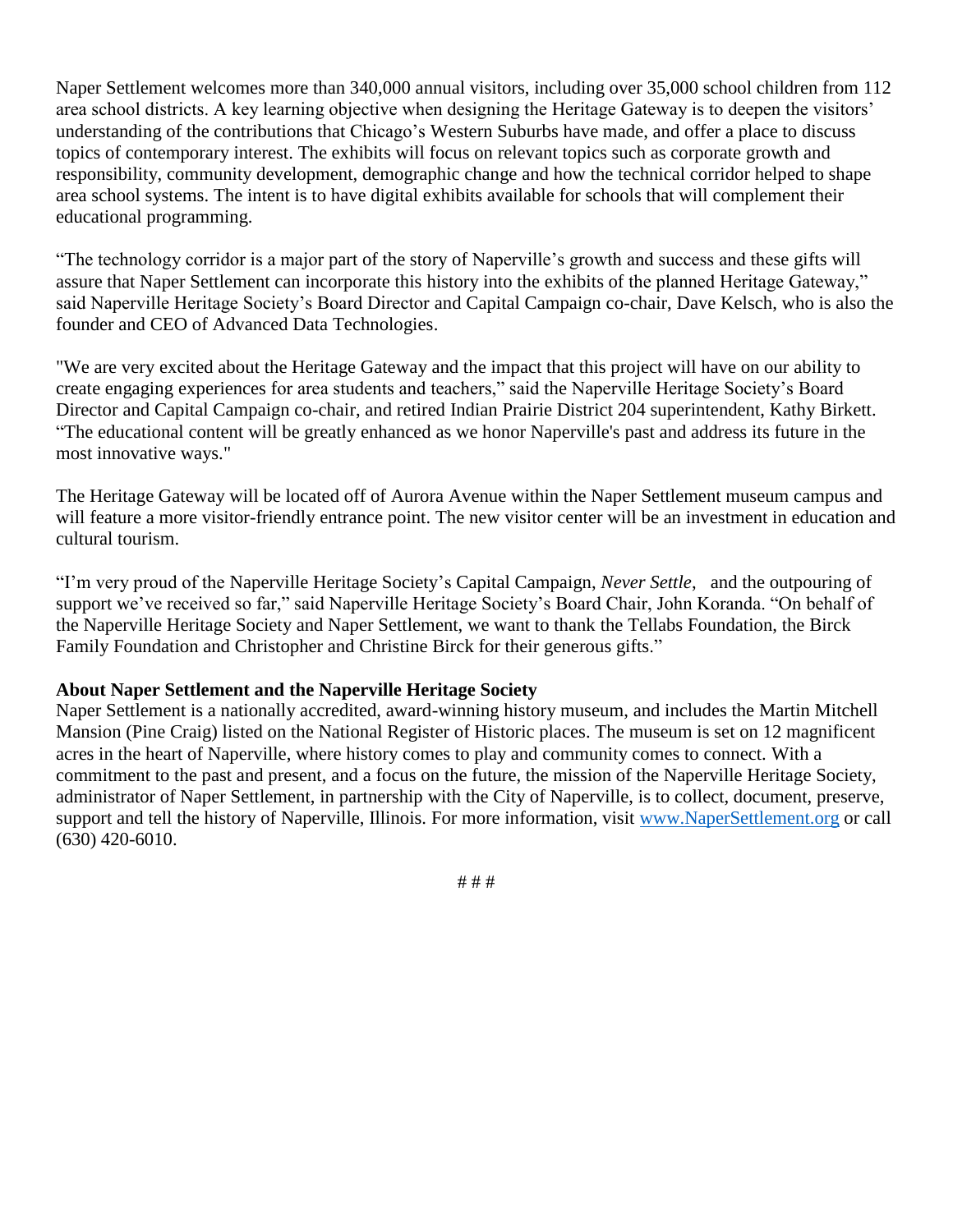Naper Settlement welcomes more than 340,000 annual visitors, including over 35,000 school children from 112 area school districts. A key learning objective when designing the Heritage Gateway is to deepen the visitors' understanding of the contributions that Chicago's Western Suburbs have made, and offer a place to discuss topics of contemporary interest. The exhibits will focus on relevant topics such as corporate growth and responsibility, community development, demographic change and how the technical corridor helped to shape area school systems. The intent is to have digital exhibits available for schools that will complement their educational programming.

"The technology corridor is a major part of the story of Naperville's growth and success and these gifts will assure that Naper Settlement can incorporate this history into the exhibits of the planned Heritage Gateway," said Naperville Heritage Society's Board Director and Capital Campaign co-chair, Dave Kelsch, who is also the founder and CEO of Advanced Data Technologies.

"We are very excited about the Heritage Gateway and the impact that this project will have on our ability to create engaging experiences for area students and teachers," said the Naperville Heritage Society's Board Director and Capital Campaign co-chair, and retired Indian Prairie District 204 superintendent, Kathy Birkett. "The educational content will be greatly enhanced as we honor Naperville's past and address its future in the most innovative ways."

The Heritage Gateway will be located off of Aurora Avenue within the Naper Settlement museum campus and will feature a more visitor-friendly entrance point. The new visitor center will be an investment in education and cultural tourism.

"I'm very proud of the Naperville Heritage Society's Capital Campaign, *Never Settle*, and the outpouring of support we've received so far," said Naperville Heritage Society's Board Chair, John Koranda. "On behalf of the Naperville Heritage Society and Naper Settlement, we want to thank the Tellabs Foundation, the Birck Family Foundation and Christopher and Christine Birck for their generous gifts."

**About Naper Settlement and the Naperville Heritage Society**

Naper Settlement is a nationally accredited, award-winning history museum, and includes the Martin Mitchell Mansion (Pine Craig) listed on the National Register of Historic places. The museum is set on 12 magnificent acres in the heart of Naperville, where history comes to play and community comes to connect. With a commitment to the past and present, and a focus on the future, the mission of the Naperville Heritage Society, administrator of Naper Settlement, in partnership with the City of Naperville, is to collect, document, preserve, support and tell the history of Naperville, Illinois. For more information, visit [www.NaperSettlement.org](http://www.NaperSettlement.org) or call (630) 420-6010.

# # #